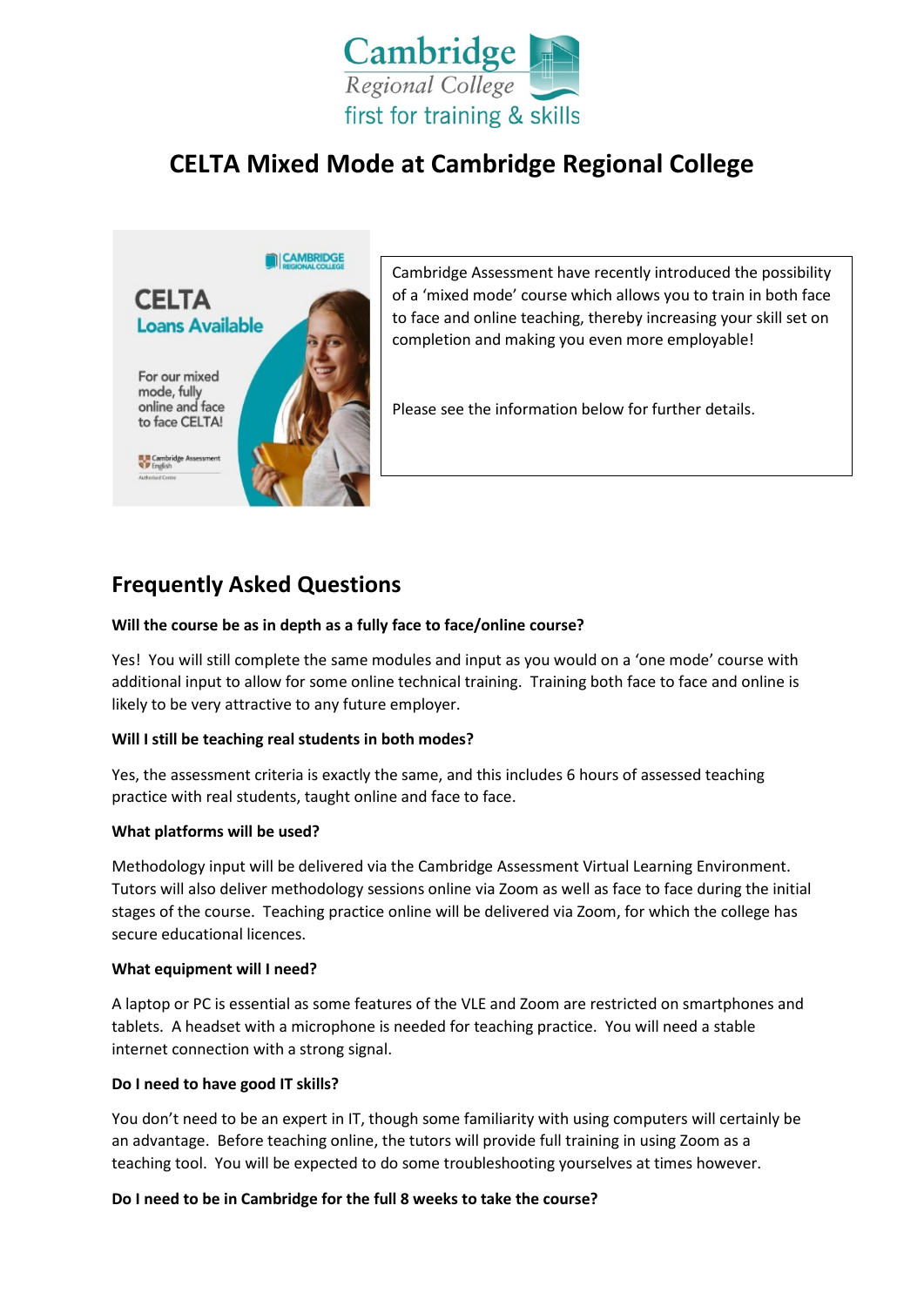# CELTA Mixed Mode at Cambridge Regional College

Cambridge Assessment have recently introduced the possibility of a 'mixed mode' course which allows you to train in both face to face and online teaching, thereby increasing your skill set on completion and making you even more employable!

Please see the information below for further details.

## Frequently Asked Questions

**Will the course be as in depth as a fully face to face/online course?**

Yes! You will still complete the same modules and input as you would on a 'one mode' course with additional input to allow for some online technical training. Training both face to face and online is likely to be very attractive to any future employer.

**Will I still be teaching real students in both modes?**

Yes, the assessment criteria is exactly the same, and this includes 6 hours of assessed teaching practice with real students, taught online and face to face.

**What platforms will be used?**

Methodology input will be delivered via the Cambridge Assessment Virtual Learning Environment. Tutors will also deliver methodology sessions online via Zoom as well as face to face during the initial stages of the course. Teaching practice online will be delivered via Zoom, for which the college has secure educational licences.

**What equipment will I need?**

A laptop or PC is essential as some features of the VLE and Zoom are restricted on smartphones and tablets. A headset with a microphone is needed for teaching practice. You will need a stable internet connection with a strong signal.

**Do I need to have good IT skills?**

You don't need to be an expert in IT, though some familiarity with using computers will certainly be an advantage. Before teaching online, the tutors will provide full training in using Zoom as a teaching tool. You will be expected to do some troubleshooting yourselves at times however.

**Do I need to be in Cambridge for the full 8 weeks to take the course?**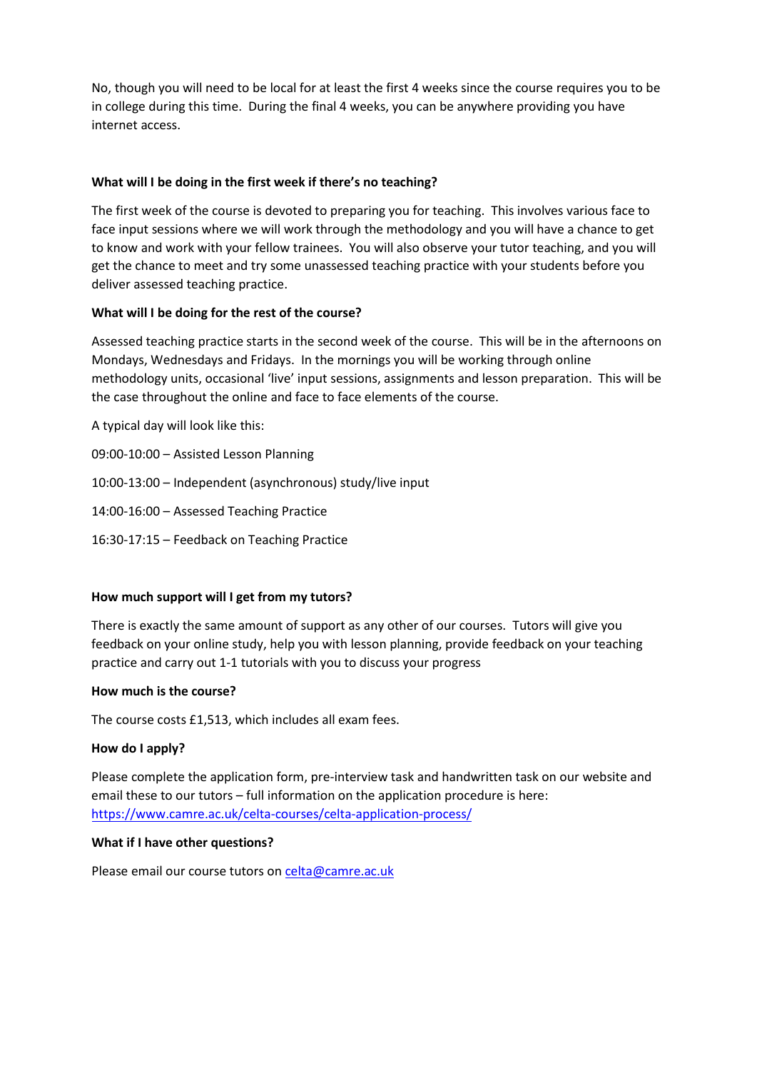No, though you will need to be local for at least the first 4 weeks since the course requires you to be in college during this time. During the final 4 weeks, you can be anywhere providing you have internet access.

**What will I be doing in the first week if there's no teaching?**

The first week of the course is devoted to preparing you for teaching. This involves various face to face input sessions where we will work through the methodology and you will have a chance to get to know and work with your fellow trainees. You will also observe your tutor teaching, and you will get the chance to meet and try some unassessed teaching practice with your students before you deliver assessed teaching practice.

**What will I be doing for the rest of the course?**

Assessed teaching practice starts in the second week of the course. This will be in the afternoons on Mondays, Wednesdays and Fridays. In the mornings you will be working through online methodology units, occasional 'live' input sessions, assignments and lesson preparation. This will be the case throughout the online and face to face elements of the course.

A typical day will look like this:

09:00-10:00 – Assisted Lesson Planning

10:00-13:00 – Independent (asynchronous) study/live input

14:00-16:00 – Assessed Teaching Practice

16:30-17:15 – Feedback on Teaching Practice

**How much support will I get from my tutors?**

There is exactly the same amount of support as any other of our courses. Tutors will give you feedback on your online study, help you with lesson planning, provide feedback on your teaching practice and carry out 1-1 tutorials with you to discuss your progress

**How much is the course?**

The course costs £1,513, which includes all exam fees.

**How do I apply?**

Please complete the application form, pre-interview task and handwritten task on our website and email these to our tutors – full information on the application procedure is here: https://www.camre.ac.uk/celta-courses/celta-application-process/

**What if I have other questions?**

Please email our course tutors on celta@camre.ac.uk